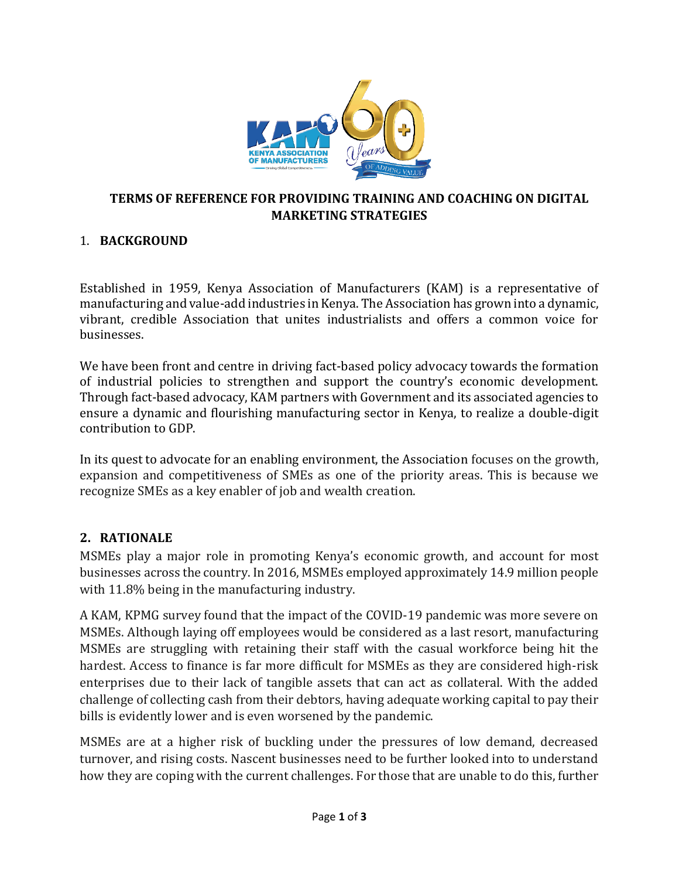# TERMS OF REFERENCE FOR PROVIDING TRAINING AND COACHING ON DIGITAL MARKETING STRATEGIES

## 1. BACKGROUND

Established in 1959, Kenya Association of Manufacturers (KAM) is a representative of manufacturing and value-add industries in Kenya. The Association has grown into a dynamic, vibrant, credible Association that unites industrialists and offers a common voice for businesses.

We have been front and centre in driving fact-based policy advocacy towards the formation of industrial policies to strengthen and support the country's economic development. Through fact-based advocacy, KAM partners with Government and its associated agencies to ensure a dynamic and flourishing manufacturing sector in Kenya, to realize a double-digit contribution to GDP.

In its quest to advocate for an enabling environment, the Association focuses on the growth, expansion and competitiveness of SMEs as one of the priority areas. This is because we recognize SMEs as a key enabler of job and wealth creation.

## 2. RATIONALE

MSMEs play a major role in promoting Kenya's economic growth, and account for most businesses across the country. In 2016, MSMEs employed approximately 14.9 million people with 11.8% being in the manufacturing industry.

A KAM, KPMG survey found that the impact of the COVID-19 pandemic was more severe on MSMEs. Although laying off employees would be considered as a last resort, manufacturing MSMEs are struggling with retaining their staff with the casual workforce being hit the hardest. Access to finance is far more difficult for MSMEs as they are considered high-risk enterprises due to their lack of tangible assets that can act as collateral. With the added challenge of collecting cash from their debtors, having adequate working capital to pay their bills is evidently lower and is even worsened by the pandemic.

MSMEs are at a higher risk of buckling under the pressures of low demand, decreased turnover, and rising costs. Nascent businesses need to be further looked into to understand how they are coping with the current challenges. For those that are unable to do this, further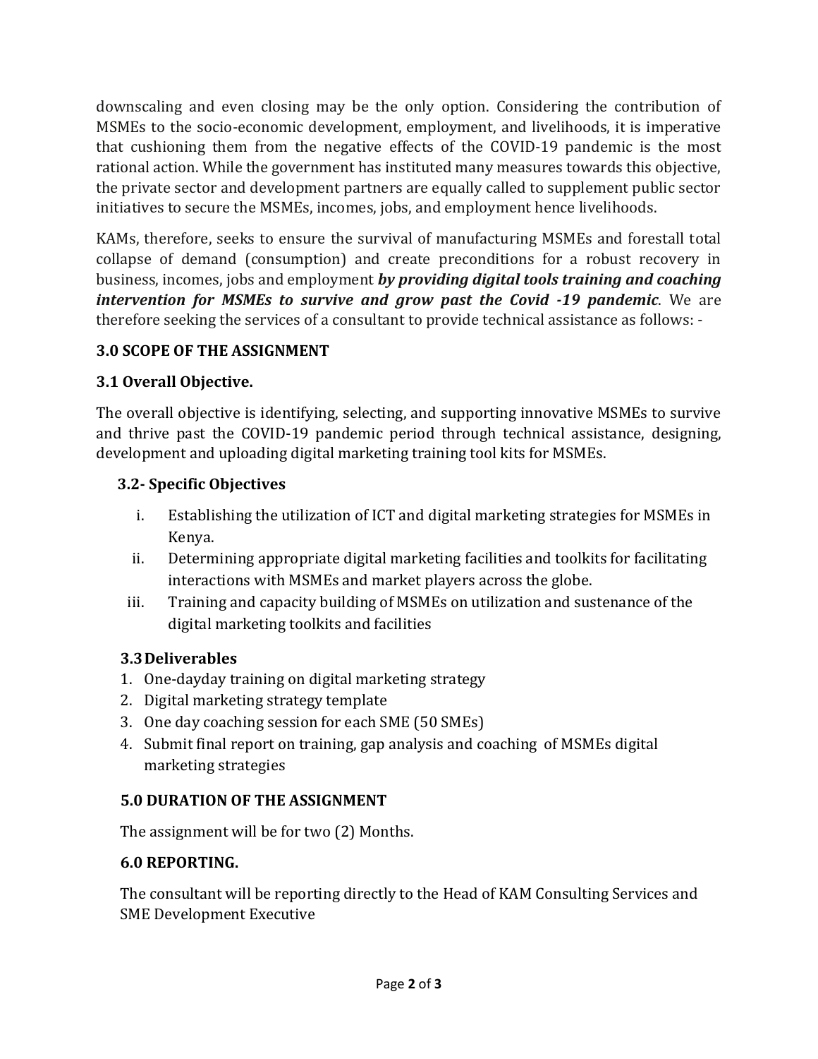downscaling and even closing may be the only option. Considering the contribution of MSMEs to the socio-economic development, employment, and livelihoods, it is imperative that cushioning them from the negative effects of the COVID-19 pandemic is the most rational action. While the government has instituted many measures towards this objective, the private sector and development partners are equally called to supplement public sector initiatives to secure the MSMEs, incomes, jobs, and employment hence livelihoods.

KAMs, therefore, seeks to ensure the survival of manufacturing MSMEs and forestall total collapse of demand (consumption) and create preconditions for a robust recovery in business, incomes, jobs and employment ***by providing digital tools training and coaching intervention for MSMEs to survive and grow past the Covid -19 pandemic***. We are therefore seeking the services of a consultant to provide technical assistance as follows: -

## 3.0 SCOPE OF THE ASSIGNMENT

### 3.1 Overall Objective.

The overall objective is identifying, selecting, and supporting innovative MSMEs to survive and thrive past the COVID-19 pandemic period through technical assistance, designing, development and uploading digital marketing training tool kits for MSMEs.

### 3.2- Specific Objectives

i. Establishing the utilization of ICT and digital marketing strategies for MSMEs in Kenya.
ii. Determining appropriate digital marketing facilities and toolkits for facilitating interactions with MSMEs and market players across the globe.
iii. Training and capacity building of MSMEs on utilization and sustenance of the digital marketing toolkits and facilities

### 3.3 Deliverables

1. One-dayday training on digital marketing strategy
2. Digital marketing strategy template
3. One day coaching session for each SME (50 SMEs)
4. Submit final report on training, gap analysis and coaching of MSMEs digital marketing strategies

## 5.0 DURATION OF THE ASSIGNMENT

The assignment will be for two (2) Months.

## 6.0 REPORTING.

The consultant will be reporting directly to the Head of KAM Consulting Services and SME Development Executive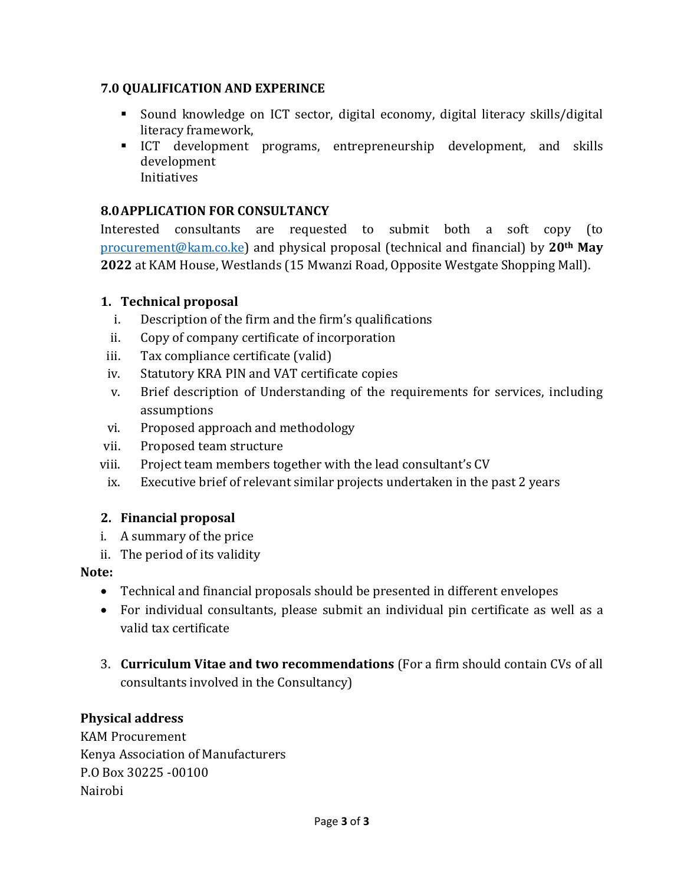### 7.0 QUALIFICATION AND EXPERINCE

- Sound knowledge on ICT sector, digital economy, digital literacy skills/digital literacy framework,
- ICT development programs, entrepreneurship development, and skills development
  Initiatives

### 8.0 APPLICATION FOR CONSULTANCY

Interested consultants are requested to submit both a soft copy (to procurement@kam.co.ke) and physical proposal (technical and financial) by **20th May 2022** at KAM House, Westlands (15 Mwanzi Road, Opposite Westgate Shopping Mall).

1. **Technical proposal**
   i. Description of the firm and the firm's qualifications
   ii. Copy of company certificate of incorporation
   iii. Tax compliance certificate (valid)
   iv. Statutory KRA PIN and VAT certificate copies
   v. Brief description of Understanding of the requirements for services, including assumptions
   vi. Proposed approach and methodology
   vii. Proposed team structure
   viii. Project team members together with the lead consultant's CV
   ix. Executive brief of relevant similar projects undertaken in the past 2 years

2. **Financial proposal**
   i. A summary of the price
   ii. The period of its validity

**Note:**

- Technical and financial proposals should be presented in different envelopes
- For individual consultants, please submit an individual pin certificate as well as a valid tax certificate

3. **Curriculum Vitae and two recommendations** (For a firm should contain CVs of all consultants involved in the Consultancy)

**Physical address**

KAM Procurement
Kenya Association of Manufacturers
P.O Box 30225 -00100
Nairobi